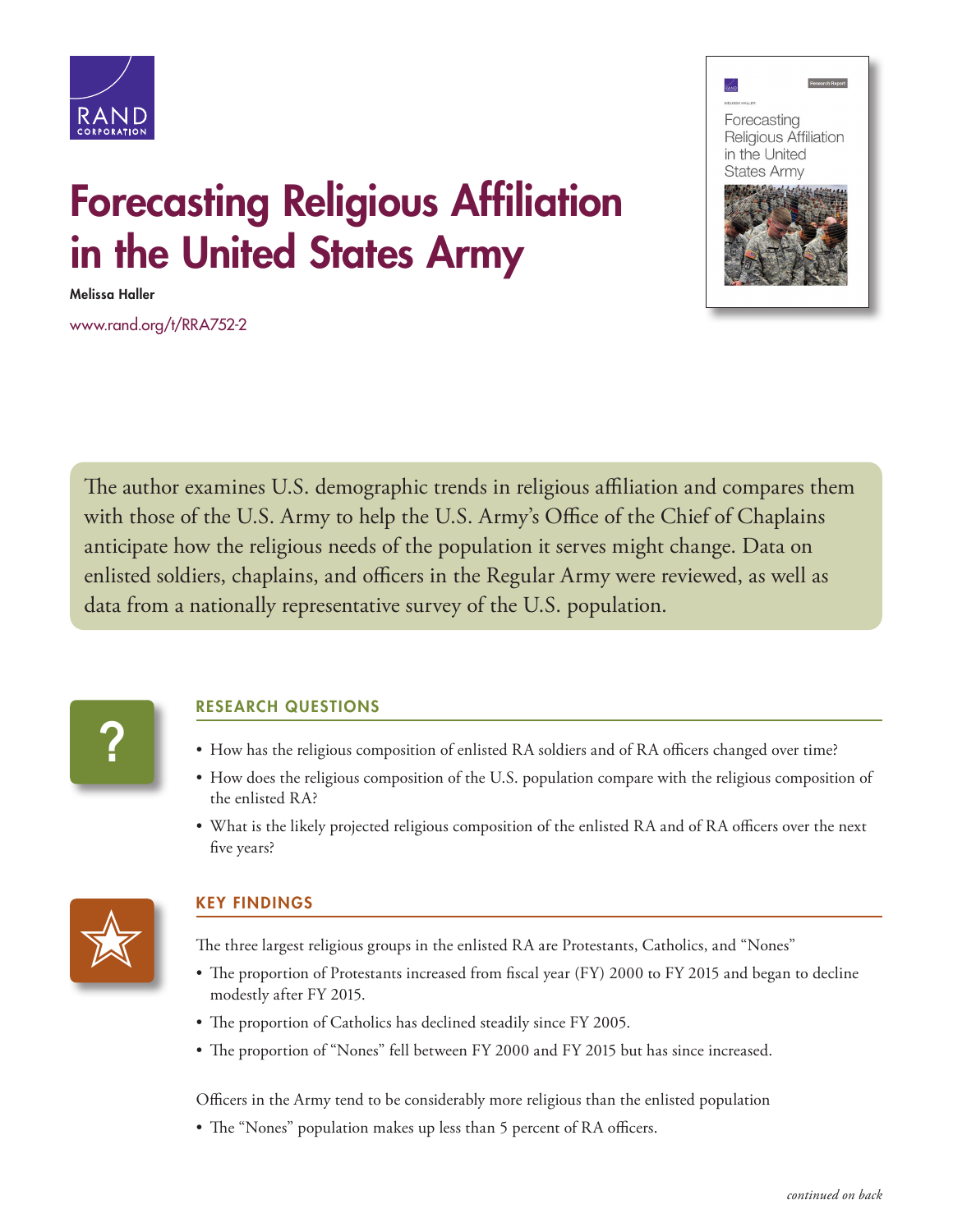# Forecasting Religious Affiliation in the United States Army

**Melissa Haller**

www.rand.org/t/RRA752-2

The author examines U.S. demographic trends in religious affiliation and compares them with those of the U.S. Army to help the U.S. Army's Office of the Chief of Chaplains anticipate how the religious needs of the population it serves might change. Data on enlisted soldiers, chaplains, and officers in the Regular Army were reviewed, as well as data from a nationally representative survey of the U.S. population.

## RESEARCH QUESTIONS

- How has the religious composition of enlisted RA soldiers and of RA officers changed over time?
- How does the religious composition of the U.S. population compare with the religious composition of the enlisted RA?
- What is the likely projected religious composition of the enlisted RA and of RA officers over the next five years?

## KEY FINDINGS

The three largest religious groups in the enlisted RA are Protestants, Catholics, and "Nones"

- The proportion of Protestants increased from fiscal year (FY) 2000 to FY 2015 and began to decline modestly after FY 2015.
- The proportion of Catholics has declined steadily since FY 2005.
- The proportion of "Nones" fell between FY 2000 and FY 2015 but has since increased.

Officers in the Army tend to be considerably more religious than the enlisted population

- The "Nones" population makes up less than 5 percent of RA officers.

*continued on back*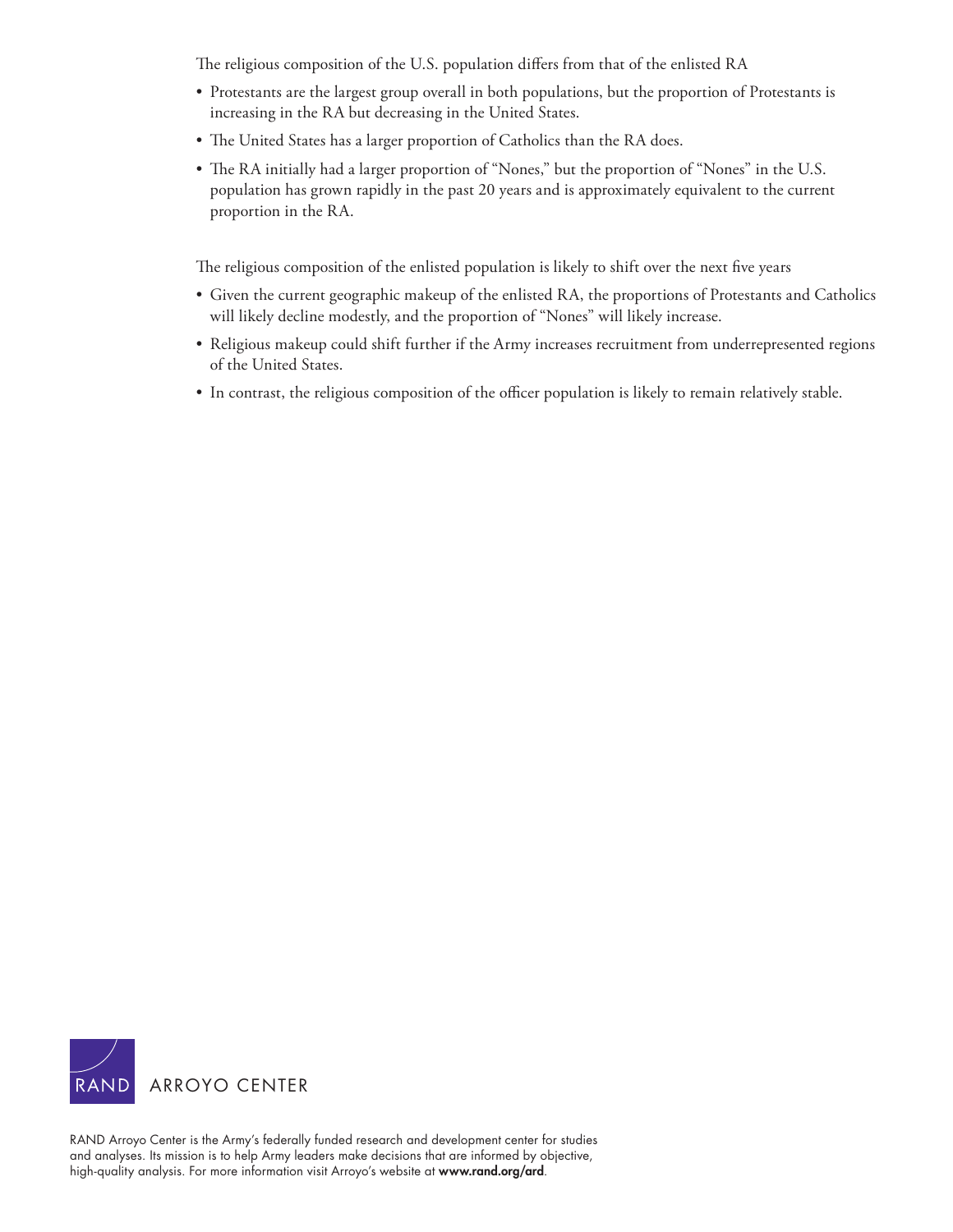The religious composition of the U.S. population differs from that of the enlisted RA

- Protestants are the largest group overall in both populations, but the proportion of Protestants is increasing in the RA but decreasing in the United States.
- The United States has a larger proportion of Catholics than the RA does.
- The RA initially had a larger proportion of "Nones," but the proportion of "Nones" in the U.S. population has grown rapidly in the past 20 years and is approximately equivalent to the current proportion in the RA.

The religious composition of the enlisted population is likely to shift over the next five years

- Given the current geographic makeup of the enlisted RA, the proportions of Protestants and Catholics will likely decline modestly, and the proportion of "Nones" will likely increase.
- Religious makeup could shift further if the Army increases recruitment from underrepresented regions of the United States.
- In contrast, the religious composition of the officer population is likely to remain relatively stable.

RAND ARROYO CENTER

RAND Arroyo Center is the Army's federally funded research and development center for studies and analyses. Its mission is to help Army leaders make decisions that are informed by objective, high-quality analysis. For more information visit Arroyo's website at **www.rand.org/ard**.